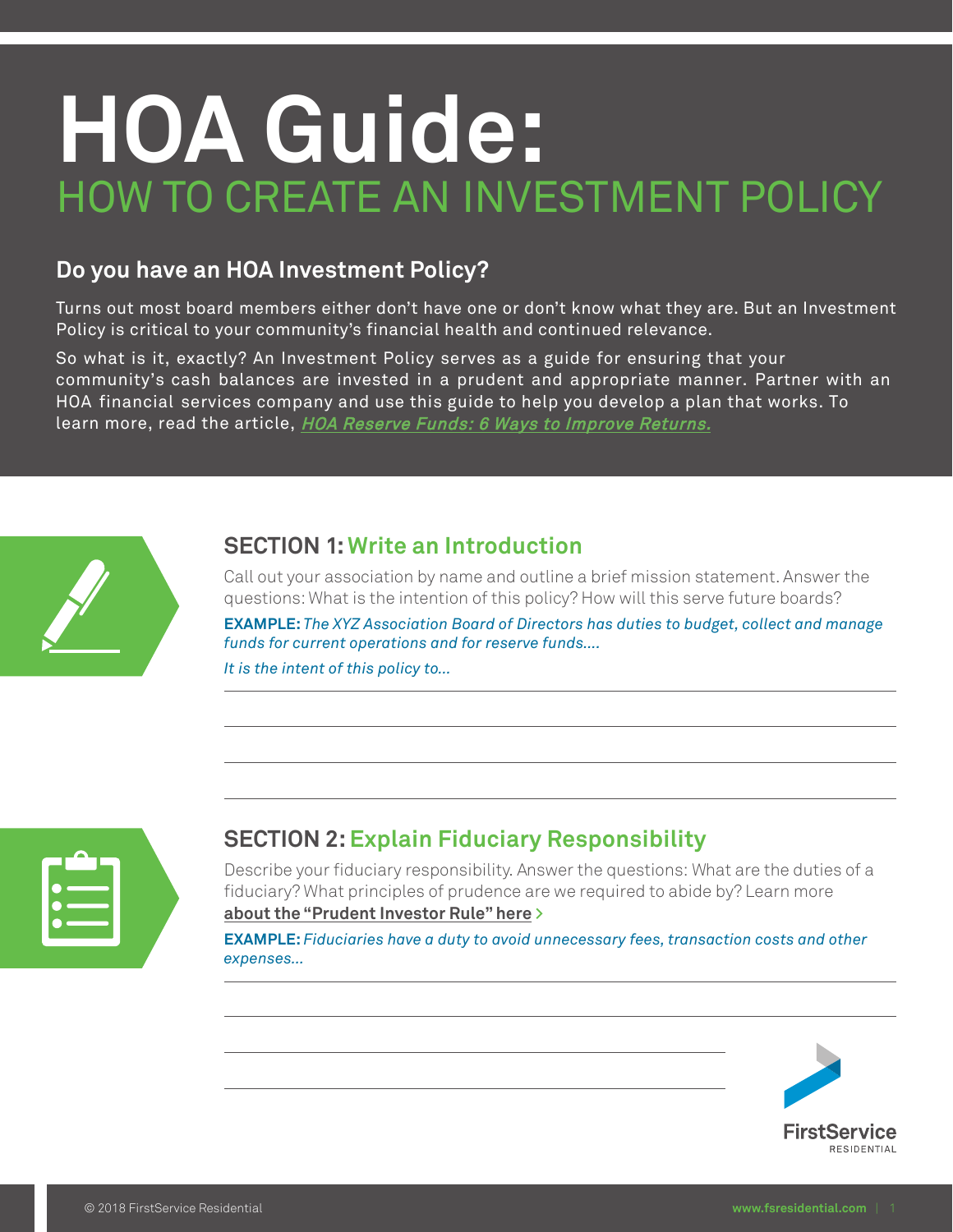# HOA Guide:
## HOW TO CREATE AN INVESTMENT POLICY

### Do you have an HOA Investment Policy?

Turns out most board members either don't have one or don't know what they are. But an Investment Policy is critical to your community's financial health and continued relevance.

So what is it, exactly? An Investment Policy serves as a guide for ensuring that your community's cash balances are invested in a prudent and appropriate manner. Partner with an HOA financial services company and use this guide to help you develop a plan that works. To learn more, read the article, ***HOA Reserve Funds: 6 Ways to Improve Returns.***

## SECTION 1: Write an Introduction

Call out your association by name and outline a brief mission statement. Answer the questions: What is the intention of this policy? How will this serve future boards?

**EXAMPLE:** *The XYZ Association Board of Directors has duties to budget, collect and manage funds for current operations and for reserve funds....*

*It is the intent of this policy to...*

______________________________________________

______________________________________________

______________________________________________

______________________________________________

## SECTION 2: Explain Fiduciary Responsibility

Describe your fiduciary responsibility. Answer the questions: What are the duties of a fiduciary? What principles of prudence are we required to abide by? Learn more **about the "Prudent Investor Rule" here >**

**EXAMPLE:** *Fiduciaries have a duty to avoid unnecessary fees, transaction costs and other expenses...*

______________________________________________

______________________________________________

______________________________________________

______________________________________________

FirstService RESIDENTIAL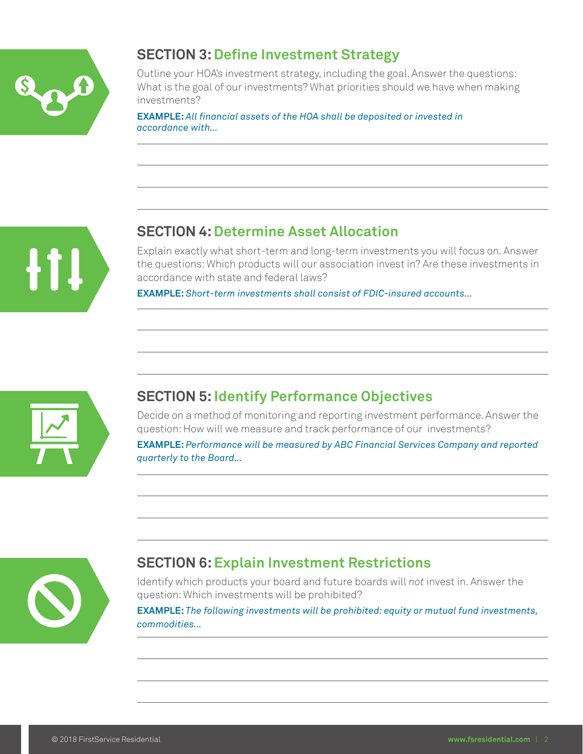## SECTION 3: Define Investment Strategy

Outline your HOA's investment strategy, including the goal. Answer the questions: What is the goal of our investments? What priorities should we have when making investments?

**EXAMPLE:** *All financial assets of the HOA shall be deposited or invested in accordance with...*

## SECTION 4: Determine Asset Allocation

Explain exactly what short-term and long-term investments you will focus on. Answer the questions: Which products will our association invest in? Are these investments in accordance with state and federal laws?

**EXAMPLE:** *Short-term investments shall consist of FDIC-insured accounts...*

## SECTION 5: Identify Performance Objectives

Decide on a method of monitoring and reporting investment performance. Answer the question: How will we measure and track performance of our investments?

**EXAMPLE:** *Performance will be measured by ABC Financial Services Company and reported quarterly to the Board...*

## SECTION 6: Explain Investment Restrictions

Identify which products your board and future boards will *not* invest in. Answer the question: Which investments will be prohibited?

**EXAMPLE:** *The following investments will be prohibited: equity or mutual fund investments, commodities...*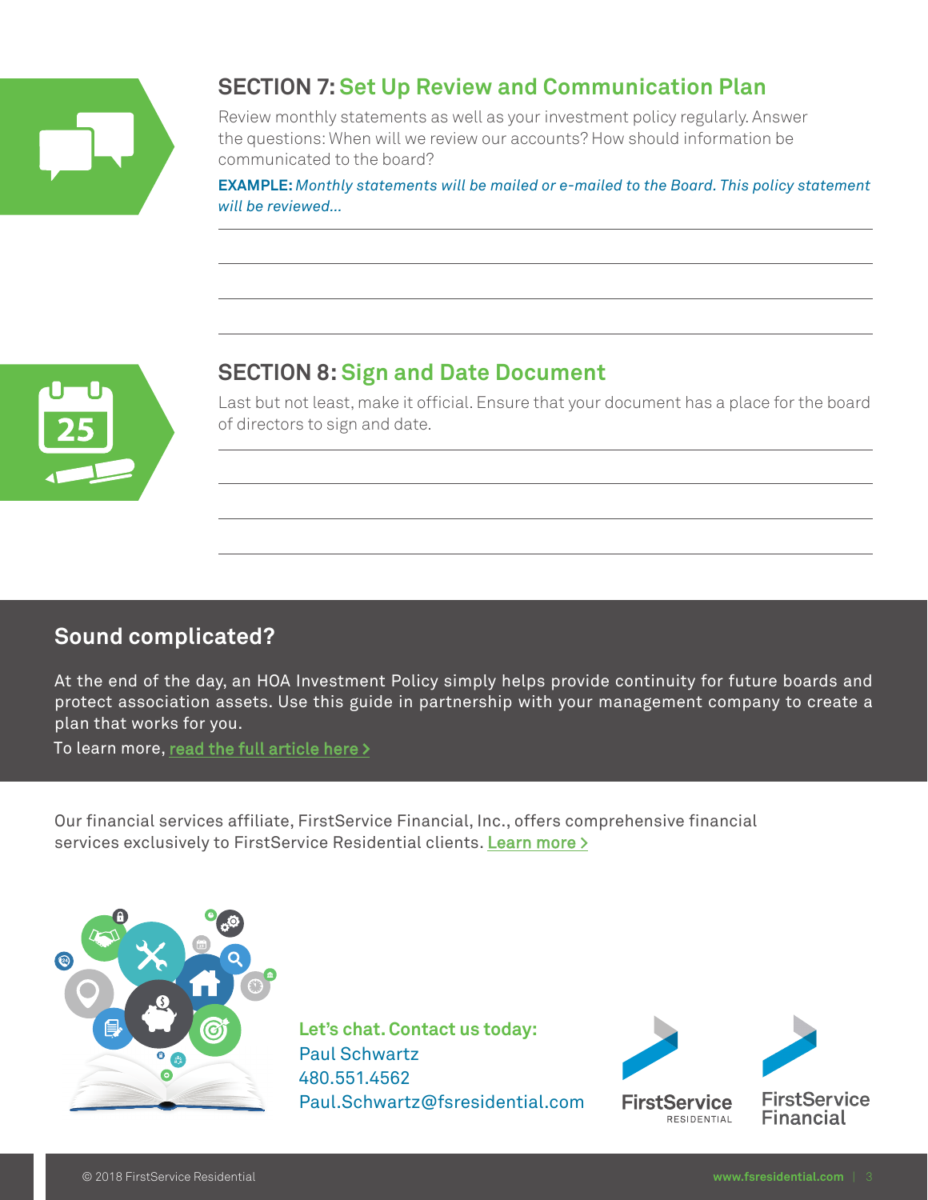## SECTION 7: Set Up Review and Communication Plan

Review monthly statements as well as your investment policy regularly. Answer the questions: When will we review our accounts? How should information be communicated to the board?

**EXAMPLE:** *Monthly statements will be mailed or e-mailed to the Board. This policy statement will be reviewed...*

## SECTION 8: Sign and Date Document

Last but not least, make it official. Ensure that your document has a place for the board of directors to sign and date.

## Sound complicated?

At the end of the day, an HOA Investment Policy simply helps provide continuity for future boards and protect association assets. Use this guide in partnership with your management company to create a plan that works for you.

To learn more, read the full article here >

Our financial services affiliate, FirstService Financial, Inc., offers comprehensive financial services exclusively to FirstService Residential clients. Learn more >

**Let's chat. Contact us today:**
Paul Schwartz
480.551.4562
Paul.Schwartz@fsresidential.com

FirstService RESIDENTIAL

FirstService Financial

© 2018 FirstService Residential

www.fsresidential.com